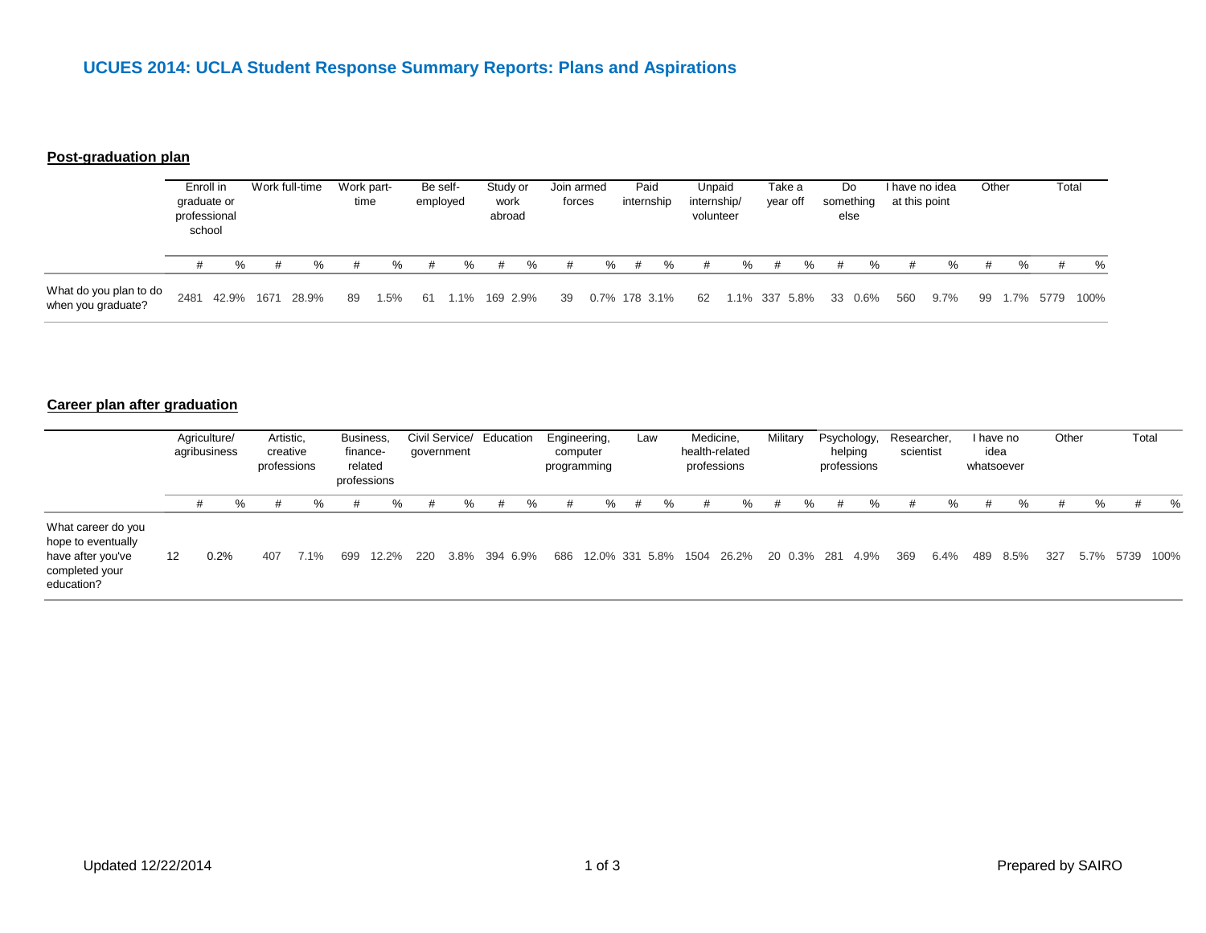# UCUES 2014: UCLA Student Response Summary Reports: Plans and Aspirations

## Post-graduation plan

| | Enroll in graduate or professional school | | Work full-time | | Work part-time | | Be self-employed | | Study or work abroad | | Join armed forces | | Paid internship | | Unpaid internship/ volunteer | | Take a year off | | Do something else | | I have no idea at this point | | Other | | Total | |
|---|---|---|---|---|---|---|---|---|---|---|---|---|---|---|---|---|---|---|---|---|---|---|---|---|---|---|
| | # | % | # | % | # | % | # | % | # | % | # | % | # | % | # | % | # | % | # | % | # | % | # | % | # | % |
| What do you plan to do when you graduate? | 2481 | 42.9% | 1671 | 28.9% | 89 | 1.5% | 61 | 1.1% | 169 | 2.9% | 39 | 0.7% | 178 | 3.1% | 62 | 1.1% | 337 | 5.8% | 33 | 0.6% | 560 | 9.7% | 99 | 1.7% | 5779 | 100% |

## Career plan after graduation

| | Agriculture/ agribusiness | | Artistic, creative professions | | Business, finance-related professions | | Civil Service/ government | | Education | | Engineering, computer programming | | Law | | Medicine, health-related professions | | Military | | Psychology, helping professions | | Researcher, scientist | | I have no idea whatsoever | | Other | | Total | |
|---|---|---|---|---|---|---|---|---|---|---|---|---|---|---|---|---|---|---|---|---|---|---|---|---|---|---|---|---|
| | # | % | # | % | # | % | # | % | # | % | # | % | # | % | # | % | # | % | # | % | # | % | # | % | # | % | # | % |
| What career do you hope to eventually have after you've completed your education? | 12 | 0.2% | 407 | 7.1% | 699 | 12.2% | 220 | 3.8% | 394 | 6.9% | 686 | 12.0% | 331 | 5.8% | 1504 | 26.2% | 20 | 0.3% | 281 | 4.9% | 369 | 6.4% | 489 | 8.5% | 327 | 5.7% | 5739 | 100% |

Updated 12/22/2014

Prepared by SAIRO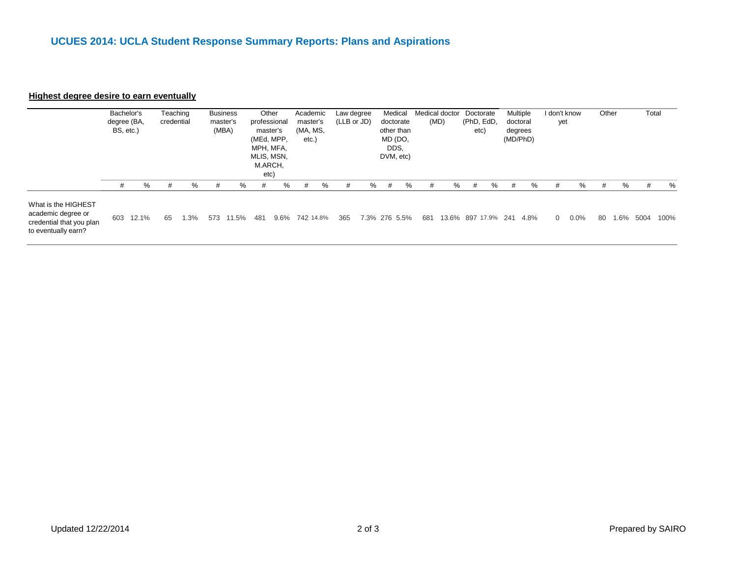# UCUES 2014: UCLA Student Response Summary Reports: Plans and Aspirations

**Highest degree desire to earn eventually**

| | Bachelor's degree (BA, BS, etc.) | | Teaching credential | | Business master's (MBA) | | Other professional master's (MEd, MPP, MPH, MFA, MLIS, MSN, M.ARCH, etc) | | Academic master's (MA, MS, etc.) | | Law degree (LLB or JD) | | Medical doctorate other than MD (DO, DDS, DVM, etc) | | Medical doctor (MD) | | Doctorate (PhD, EdD, etc) | | Multiple doctoral degrees (MD/PhD) | | I don't know yet | | Other | | Total | |
|---|---|---|---|---|---|---|---|---|---|---|---|---|---|---|---|---|---|---|---|---|---|---|---|---|---|---|
| | # | % | # | % | # | % | # | % | # | % | # | % | # | % | # | % | # | % | # | % | # | % | # | % | # | % |
| What is the HIGHEST academic degree or credential that you plan to eventually earn? | 603 | 12.1% | 65 | 1.3% | 573 | 11.5% | 481 | 9.6% | 742 | 14.8% | 365 | 7.3% | 276 | 5.5% | 681 | 13.6% | 897 | 17.9% | 241 | 4.8% | 0 | 0.0% | 80 | 1.6% | 5004 | 100% |

Updated 12/22/2014

Prepared by SAIRO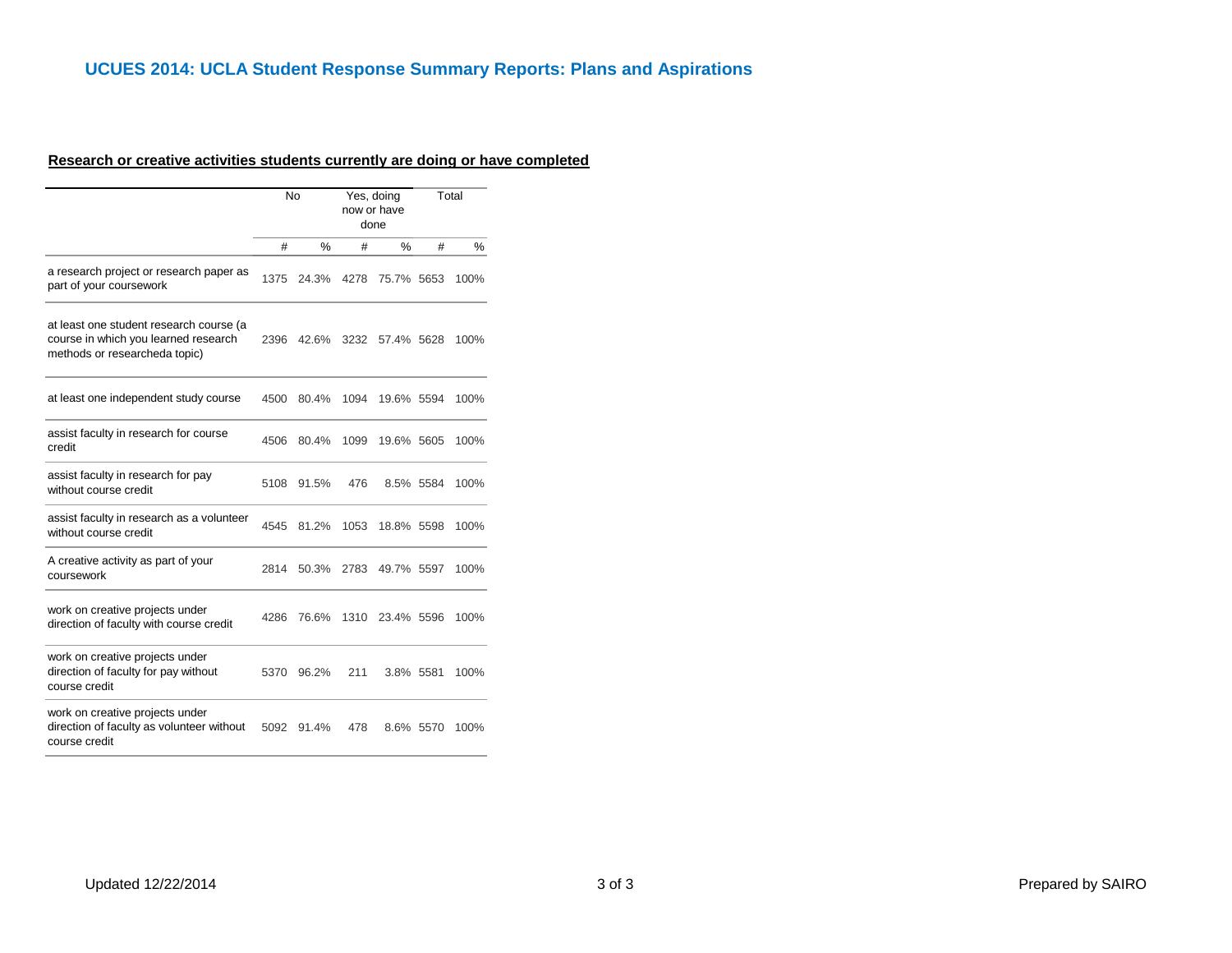## UCUES 2014: UCLA Student Response Summary Reports: Plans and Aspirations

### Research or creative activities students currently are doing or have completed

| | No | | Yes, doing now or have done | | Total | |
|---|---|---|---|---|---|---|
| | # | % | # | % | # | % |
| a research project or research paper as part of your coursework | 1375 | 24.3% | 4278 | 75.7% | 5653 | 100% |
| at least one student research course (a course in which you learned research methods or researcheda topic) | 2396 | 42.6% | 3232 | 57.4% | 5628 | 100% |
| at least one independent study course | 4500 | 80.4% | 1094 | 19.6% | 5594 | 100% |
| assist faculty in research for course credit | 4506 | 80.4% | 1099 | 19.6% | 5605 | 100% |
| assist faculty in research for pay without course credit | 5108 | 91.5% | 476 | 8.5% | 5584 | 100% |
| assist faculty in research as a volunteer without course credit | 4545 | 81.2% | 1053 | 18.8% | 5598 | 100% |
| A creative activity as part of your coursework | 2814 | 50.3% | 2783 | 49.7% | 5597 | 100% |
| work on creative projects under direction of faculty with course credit | 4286 | 76.6% | 1310 | 23.4% | 5596 | 100% |
| work on creative projects under direction of faculty for pay without course credit | 5370 | 96.2% | 211 | 3.8% | 5581 | 100% |
| work on creative projects under direction of faculty as volunteer without course credit | 5092 | 91.4% | 478 | 8.6% | 5570 | 100% |

Updated 12/22/2014

Prepared by SAIRO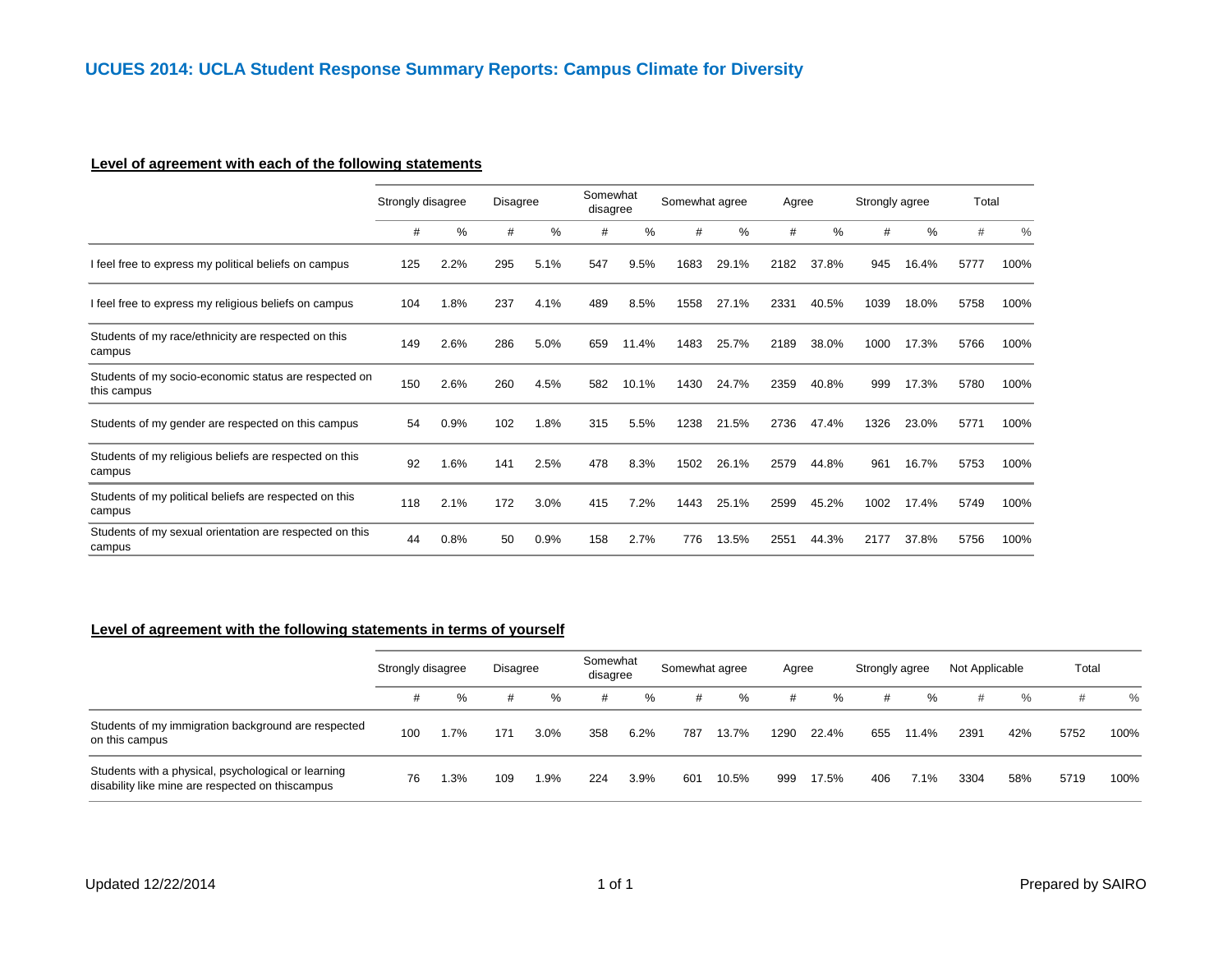## UCUES 2014: UCLA Student Response Summary Reports: Campus Climate for Diversity

### Level of agreement with each of the following statements

| | Strongly disagree | | Disagree | | Somewhat disagree | | Somewhat agree | | Agree | | Strongly agree | | Total | |
|---|---|---|---|---|---|---|---|---|---|---|---|---|---|---|
| | # | % | # | % | # | % | # | % | # | % | # | % | # | % |
| I feel free to express my political beliefs on campus | 125 | 2.2% | 295 | 5.1% | 547 | 9.5% | 1683 | 29.1% | 2182 | 37.8% | 945 | 16.4% | 5777 | 100% |
| I feel free to express my religious beliefs on campus | 104 | 1.8% | 237 | 4.1% | 489 | 8.5% | 1558 | 27.1% | 2331 | 40.5% | 1039 | 18.0% | 5758 | 100% |
| Students of my race/ethnicity are respected on this campus | 149 | 2.6% | 286 | 5.0% | 659 | 11.4% | 1483 | 25.7% | 2189 | 38.0% | 1000 | 17.3% | 5766 | 100% |
| Students of my socio-economic status are respected on this campus | 150 | 2.6% | 260 | 4.5% | 582 | 10.1% | 1430 | 24.7% | 2359 | 40.8% | 999 | 17.3% | 5780 | 100% |
| Students of my gender are respected on this campus | 54 | 0.9% | 102 | 1.8% | 315 | 5.5% | 1238 | 21.5% | 2736 | 47.4% | 1326 | 23.0% | 5771 | 100% |
| Students of my religious beliefs are respected on this campus | 92 | 1.6% | 141 | 2.5% | 478 | 8.3% | 1502 | 26.1% | 2579 | 44.8% | 961 | 16.7% | 5753 | 100% |
| Students of my political beliefs are respected on this campus | 118 | 2.1% | 172 | 3.0% | 415 | 7.2% | 1443 | 25.1% | 2599 | 45.2% | 1002 | 17.4% | 5749 | 100% |
| Students of my sexual orientation are respected on this campus | 44 | 0.8% | 50 | 0.9% | 158 | 2.7% | 776 | 13.5% | 2551 | 44.3% | 2177 | 37.8% | 5756 | 100% |

### Level of agreement with the following statements in terms of yourself

| | Strongly disagree | | Disagree | | Somewhat disagree | | Somewhat agree | | Agree | | Strongly agree | | Not Applicable | | Total | |
|---|---|---|---|---|---|---|---|---|---|---|---|---|---|---|---|---|
| | # | % | # | % | # | % | # | % | # | % | # | % | # | % | # | % |
| Students of my immigration background are respected on this campus | 100 | 1.7% | 171 | 3.0% | 358 | 6.2% | 787 | 13.7% | 1290 | 22.4% | 655 | 11.4% | 2391 | 42% | 5752 | 100% |
| Students with a physical, psychological or learning disability like mine are respected on thiscampus | 76 | 1.3% | 109 | 1.9% | 224 | 3.9% | 601 | 10.5% | 999 | 17.5% | 406 | 7.1% | 3304 | 58% | 5719 | 100% |

Updated 12/22/2014

Prepared by SAIRO